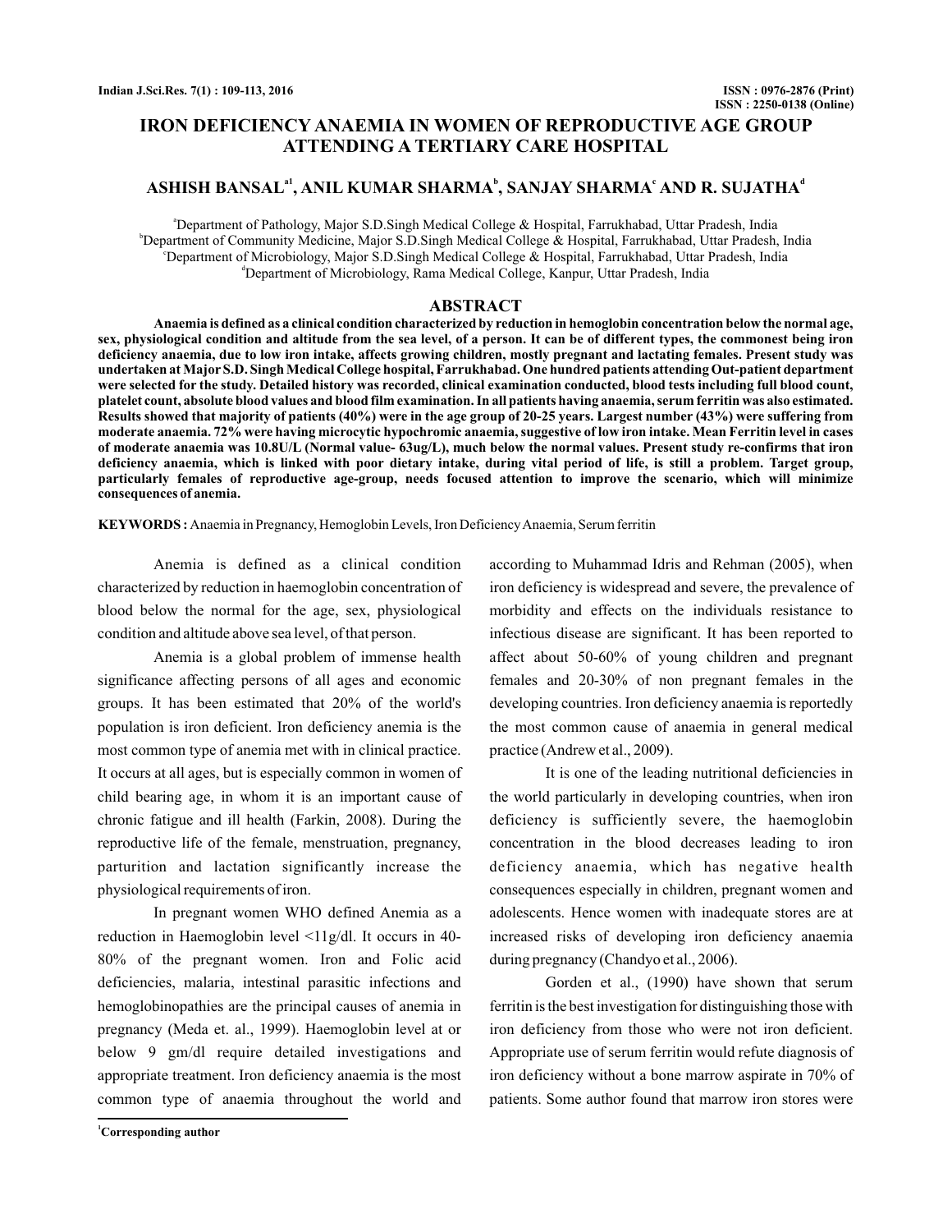# IRON DEFICIENCY ANAEMIA IN WOMEN OF REPRODUCTIVE AGE GROUP ATTENDING A TERTIARY CARE HOSPITAL

**ASHISH BANSAL[a1], ANIL KUMAR SHARMA[b], SANJAY SHARMA[c] AND R. SUJATHA[d]**

[a]Department of Pathology, Major S.D.Singh Medical College & Hospital, Farrukhabad, Uttar Pradesh, India
[b]Department of Community Medicine, Major S.D.Singh Medical College & Hospital, Farrukhabad, Uttar Pradesh, India
[c]Department of Microbiology, Major S.D.Singh Medical College & Hospital, Farrukhabad, Uttar Pradesh, India
[d]Department of Microbiology, Rama Medical College, Kanpur, Uttar Pradesh, India

## ABSTRACT

**Anaemia is defined as a clinical condition characterized by reduction in hemoglobin concentration below the normal age, sex, physiological condition and altitude from the sea level, of a person. It can be of different types, the commonest being iron deficiency anaemia, due to low iron intake, affects growing children, mostly pregnant and lactating females. Present study was undertaken at Major S.D. Singh Medical College hospital, Farrukhabad. One hundred patients attending Out-patient department were selected for the study. Detailed history was recorded, clinical examination conducted, blood tests including full blood count, platelet count, absolute blood values and blood film examination. In all patients having anaemia, serum ferritin was also estimated. Results showed that majority of patients (40%) were in the age group of 20-25 years. Largest number (43%) were suffering from moderate anaemia. 72% were having microcytic hypochromic anaemia, suggestive of low iron intake. Mean Ferritin level in cases of moderate anaemia was 10.8U/L (Normal value- 63ug/L), much below the normal values. Present study re-confirms that iron deficiency anaemia, which is linked with poor dietary intake, during vital period of life, is still a problem. Target group, particularly females of reproductive age-group, needs focused attention to improve the scenario, which will minimize consequences of anemia.**

**KEYWORDS :** Anaemia in Pregnancy, Hemoglobin Levels, Iron Deficiency Anaemia, Serum ferritin

Anemia is defined as a clinical condition characterized by reduction in haemoglobin concentration of blood below the normal for the age, sex, physiological condition and altitude above sea level, of that person.

Anemia is a global problem of immense health significance affecting persons of all ages and economic groups. It has been estimated that 20% of the world's population is iron deficient. Iron deficiency anemia is the most common type of anemia met with in clinical practice. It occurs at all ages, but is especially common in women of child bearing age, in whom it is an important cause of chronic fatigue and ill health (Farkin, 2008). During the reproductive life of the female, menstruation, pregnancy, parturition and lactation significantly increase the physiological requirements of iron.

In pregnant women WHO defined Anemia as a reduction in Haemoglobin level <11g/dl. It occurs in 40-80% of the pregnant women. Iron and Folic acid deficiencies, malaria, intestinal parasitic infections and hemoglobinopathies are the principal causes of anemia in pregnancy (Meda et. al., 1999). Haemoglobin level at or below 9 gm/dl require detailed investigations and appropriate treatment. Iron deficiency anaemia is the most common type of anaemia throughout the world and according to Muhammad Idris and Rehman (2005), when iron deficiency is widespread and severe, the prevalence of morbidity and effects on the individuals resistance to infectious disease are significant. It has been reported to affect about 50-60% of young children and pregnant females and 20-30% of non pregnant females in the developing countries. Iron deficiency anaemia is reportedly the most common cause of anaemia in general medical practice (Andrew et al., 2009).

It is one of the leading nutritional deficiencies in the world particularly in developing countries, when iron deficiency is sufficiently severe, the haemoglobin concentration in the blood decreases leading to iron deficiency anaemia, which has negative health consequences especially in children, pregnant women and adolescents. Hence women with inadequate stores are at increased risks of developing iron deficiency anaemia during pregnancy (Chandyo et al., 2006).

Gorden et al., (1990) have shown that serum ferritin is the best investigation for distinguishing those with iron deficiency from those who were not iron deficient. Appropriate use of serum ferritin would refute diagnosis of iron deficiency without a bone marrow aspirate in 70% of patients. Some author found that marrow iron stores were

[1]Corresponding author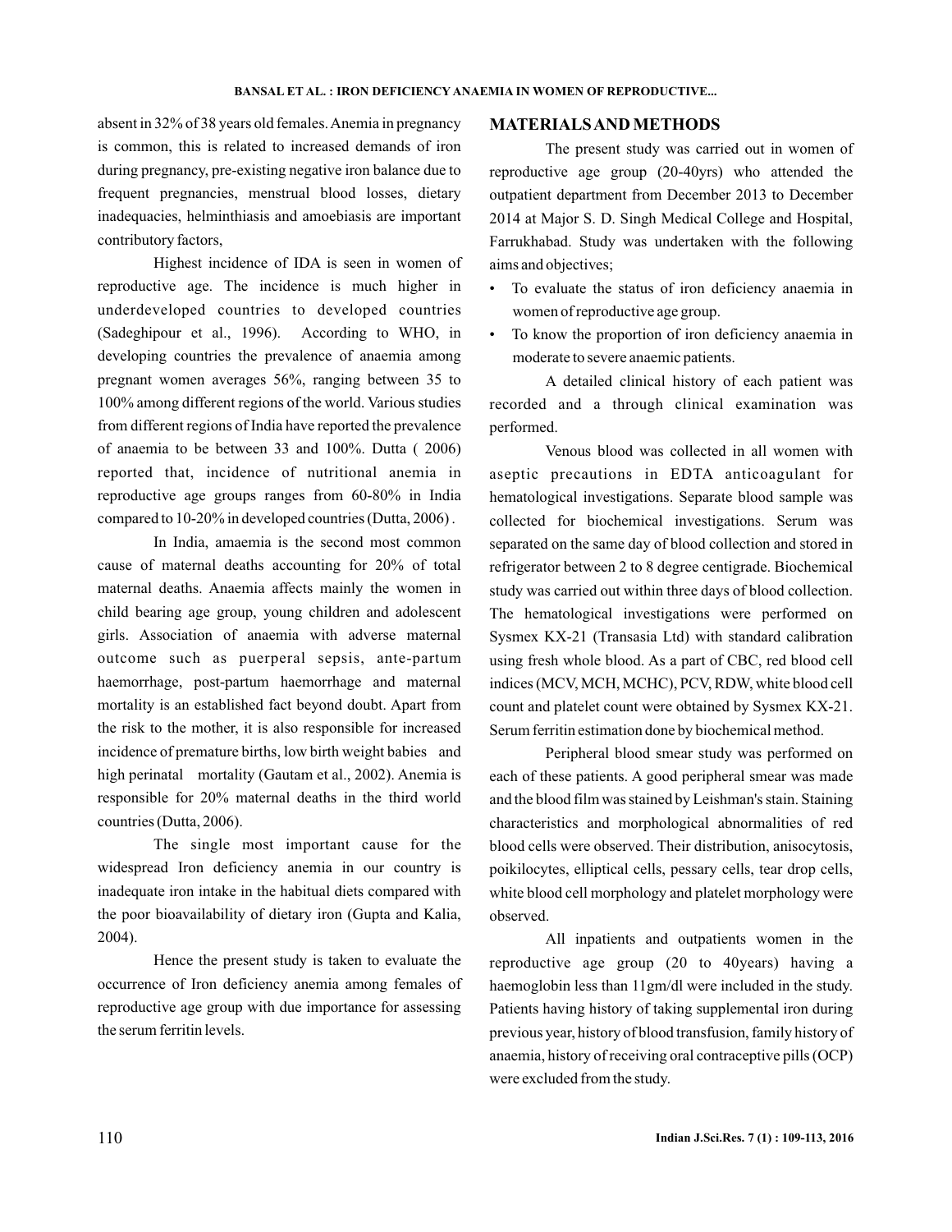absent in 32% of 38 years old females. Anemia in pregnancy is common, this is related to increased demands of iron during pregnancy, pre-existing negative iron balance due to frequent pregnancies, menstrual blood losses, dietary inadequacies, helminthiasis and amoebiasis are important contributory factors,

Highest incidence of IDA is seen in women of reproductive age. The incidence is much higher in underdeveloped countries to developed countries (Sadeghipour et al., 1996). According to WHO, in developing countries the prevalence of anaemia among pregnant women averages 56%, ranging between 35 to 100% among different regions of the world. Various studies from different regions of India have reported the prevalence of anaemia to be between 33 and 100%. Dutta ( 2006) reported that, incidence of nutritional anemia in reproductive age groups ranges from 60-80% in India compared to 10-20% in developed countries (Dutta, 2006) .

In India, amaemia is the second most common cause of maternal deaths accounting for 20% of total maternal deaths. Anaemia affects mainly the women in child bearing age group, young children and adolescent girls. Association of anaemia with adverse maternal outcome such as puerperal sepsis, ante-partum haemorrhage, post-partum haemorrhage and maternal mortality is an established fact beyond doubt. Apart from the risk to the mother, it is also responsible for increased incidence of premature births, low birth weight babies and high perinatal mortality (Gautam et al., 2002). Anemia is responsible for 20% maternal deaths in the third world countries (Dutta, 2006).

The single most important cause for the widespread Iron deficiency anemia in our country is inadequate iron intake in the habitual diets compared with the poor bioavailability of dietary iron (Gupta and Kalia, 2004).

Hence the present study is taken to evaluate the occurrence of Iron deficiency anemia among females of reproductive age group with due importance for assessing the serum ferritin levels.

## MATERIALS AND METHODS

The present study was carried out in women of reproductive age group (20-40yrs) who attended the outpatient department from December 2013 to December 2014 at Major S. D. Singh Medical College and Hospital, Farrukhabad. Study was undertaken with the following aims and objectives;

- To evaluate the status of iron deficiency anaemia in women of reproductive age group.
- To know the proportion of iron deficiency anaemia in moderate to severe anaemic patients.

A detailed clinical history of each patient was recorded and a through clinical examination was performed.

Venous blood was collected in all women with aseptic precautions in EDTA anticoagulant for hematological investigations. Separate blood sample was collected for biochemical investigations. Serum was separated on the same day of blood collection and stored in refrigerator between 2 to 8 degree centigrade. Biochemical study was carried out within three days of blood collection. The hematological investigations were performed on Sysmex KX-21 (Transasia Ltd) with standard calibration using fresh whole blood. As a part of CBC, red blood cell indices (MCV, MCH, MCHC), PCV, RDW, white blood cell count and platelet count were obtained by Sysmex KX-21. Serum ferritin estimation done by biochemical method.

Peripheral blood smear study was performed on each of these patients. A good peripheral smear was made and the blood film was stained by Leishman's stain. Staining characteristics and morphological abnormalities of red blood cells were observed. Their distribution, anisocytosis, poikilocytes, elliptical cells, pessary cells, tear drop cells, white blood cell morphology and platelet morphology were observed.

All inpatients and outpatients women in the reproductive age group (20 to 40years) having a haemoglobin less than 11gm/dl were included in the study. Patients having history of taking supplemental iron during previous year, history of blood transfusion, family history of anaemia, history of receiving oral contraceptive pills (OCP) were excluded from the study.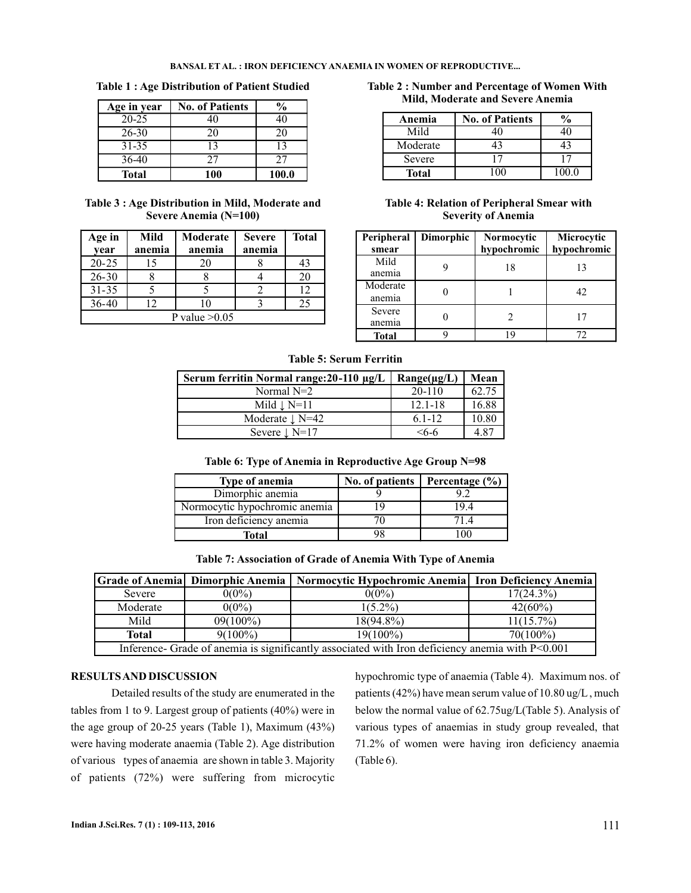**Table 1 : Age Distribution of Patient Studied**

| Age in year | No. of Patients | % |
|---|---|---|
| 20-25 | 40 | 40 |
| 26-30 | 20 | 20 |
| 31-35 | 13 | 13 |
| 36-40 | 27 | 27 |
| **Total** | **100** | **100.0** |

**Table 2 : Number and Percentage of Women With Mild, Moderate and Severe Anemia**

| Anemia | No. of Patients | % |
|---|---|---|
| Mild | 40 | 40 |
| Moderate | 43 | 43 |
| Severe | 17 | 17 |
| **Total** | 100 | 100.0 |

**Table 3 : Age Distribution in Mild, Moderate and Severe Anemia (N=100)**

| Age in year | Mild anemia | Moderate anemia | Severe anemia | Total |
|---|---|---|---|---|
| 20-25 | 15 | 20 | 8 | 43 |
| 26-30 | 8 | 8 | 4 | 20 |
| 31-35 | 5 | 5 | 2 | 12 |
| 36-40 | 12 | 10 | 3 | 25 |
| P value >0.05 | | | | |

**Table 4: Relation of Peripheral Smear with Severity of Anemia**

| Peripheral smear | Dimorphic | Normocytic hypochromic | Microcytic hypochromic |
|---|---|---|---|
| Mild anemia | 9 | 18 | 13 |
| Moderate anemia | 0 | 1 | 42 |
| Severe anemia | 0 | 2 | 17 |
| **Total** | 9 | 19 | 72 |

**Table 5: Serum Ferritin**

| Serum ferritin Normal range:20-110 µg/L | Range(µg/L) | Mean |
|---|---|---|
| Normal N=2 | 20-110 | 62.75 |
| Mild ↓ N=11 | 12.1-18 | 16.88 |
| Moderate ↓ N=42 | 6.1-12 | 10.80 |
| Severe ↓ N=17 | <6-6 | 4.87 |

**Table 6: Type of Anemia in Reproductive Age Group N=98**

| Type of anemia | No. of patients | Percentage (%) |
|---|---|---|
| Dimorphic anemia | 9 | 9.2 |
| Normocytic hypochromic anemia | 19 | 19.4 |
| Iron deficiency anemia | 70 | 71.4 |
| **Total** | 98 | 100 |

**Table 7: Association of Grade of Anemia With Type of Anemia**

| Grade of Anemia | Dimorphic Anemia | Normocytic Hypochromic Anemia | Iron Deficiency Anemia |
|---|---|---|---|
| Severe | 0(0%) | 0(0%) | 17(24.3%) |
| Moderate | 0(0%) | 1(5.2%) | 42(60%) |
| Mild | 09(100%) | 18(94.8%) | 11(15.7%) |
| **Total** | 9(100%) | 19(100%) | 70(100%) |
| Inference- Grade of anemia is significantly associated with Iron deficiency anemia with P<0.001 | | | |

## RESULTS AND DISCUSSION

Detailed results of the study are enumerated in the tables from 1 to 9. Largest group of patients (40%) were in the age group of 20-25 years (Table 1), Maximum (43%) were having moderate anaemia (Table 2). Age distribution of various types of anaemia are shown in table 3. Majority of patients (72%) were suffering from microcytic hypochromic type of anaemia (Table 4). Maximum nos. of patients (42%) have mean serum value of 10.80 ug/L , much below the normal value of 62.75ug/L(Table 5). Analysis of various types of anaemias in study group revealed, that 71.2% of women were having iron deficiency anaemia (Table 6).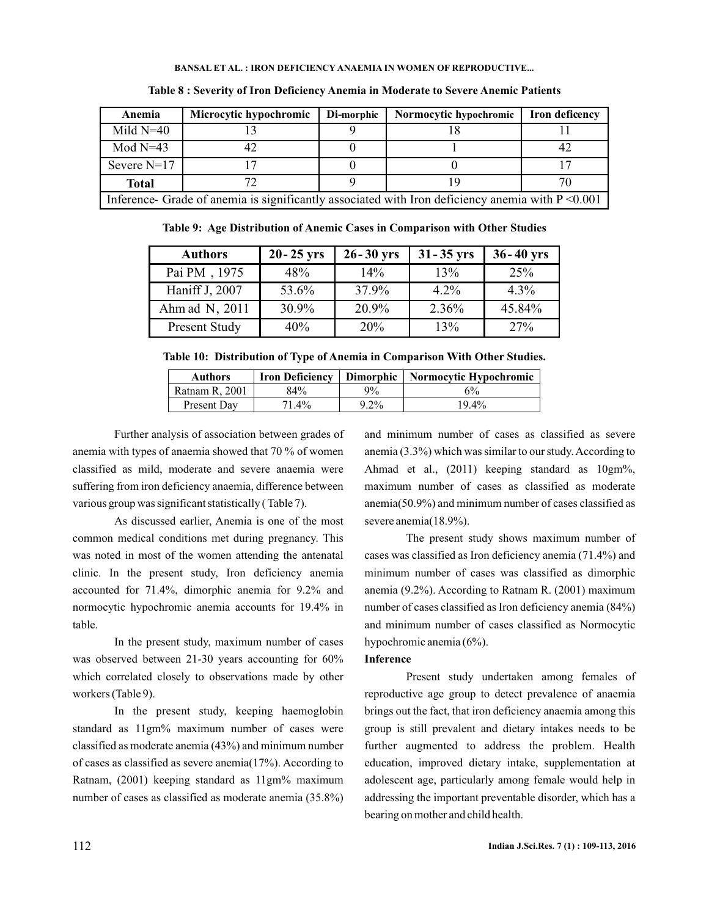**Table 8 : Severity of Iron Deficiency Anemia in Moderate to Severe Anemic Patients**

| Anemia | Microcytic hypochromic | Di-morphic | Normocytic hypochromic | Iron deficency |
|---|---|---|---|---|
| Mild N=40 | 13 | 9 | 18 | 11 |
| Mod N=43 | 42 | 0 | 1 | 42 |
| Severe N=17 | 17 | 0 | 0 | 17 |
| **Total** | 72 | 9 | 19 | 70 |
| Inference- Grade of anemia is significantly associated with Iron deficiency anemia with P <0.001 | | | | |

**Table 9: Age Distribution of Anemic Cases in Comparison with Other Studies**

| Authors | 20- 25 yrs | 26- 30 yrs | 31- 35 yrs | 36- 40 yrs |
|---|---|---|---|---|
| Pai PM , 1975 | 48% | 14% | 13% | 25% |
| Haniff J, 2007 | 53.6% | 37.9% | 4.2% | 4.3% |
| Ahm ad N, 2011 | 30.9% | 20.9% | 2.36% | 45.84% |
| Present Study | 40% | 20% | 13% | 27% |

**Table 10: Distribution of Type of Anemia in Comparison With Other Studies.**

| Authors | Iron Deficiency | Dimorphic | Normocytic Hypochromic |
|---|---|---|---|
| Ratnam R, 2001 | 84% | 9% | 6% |
| Present Day | 71.4% | 9.2% | 19.4% |

Further analysis of association between grades of anemia with types of anaemia showed that 70 % of women classified as mild, moderate and severe anaemia were suffering from iron deficiency anaemia, difference between various group was significant statistically ( Table 7).

As discussed earlier, Anemia is one of the most common medical conditions met during pregnancy. This was noted in most of the women attending the antenatal clinic. In the present study, Iron deficiency anemia accounted for 71.4%, dimorphic anemia for 9.2% and normocytic hypochromic anemia accounts for 19.4% in table.

In the present study, maximum number of cases was observed between 21-30 years accounting for 60% which correlated closely to observations made by other workers (Table 9).

In the present study, keeping haemoglobin standard as 11gm% maximum number of cases were classified as moderate anemia (43%) and minimum number of cases as classified as severe anemia(17%). According to Ratnam, (2001) keeping standard as 11gm% maximum number of cases as classified as moderate anemia (35.8%) and minimum number of cases as classified as severe anemia (3.3%) which was similar to our study. According to Ahmad et al., (2011) keeping standard as 10gm%, maximum number of cases as classified as moderate anemia(50.9%) and minimum number of cases classified as severe anemia(18.9%).

The present study shows maximum number of cases was classified as Iron deficiency anemia (71.4%) and minimum number of cases was classified as dimorphic anemia (9.2%). According to Ratnam R. (2001) maximum number of cases classified as Iron deficiency anemia (84%) and minimum number of cases classified as Normocytic hypochromic anemia (6%).

**Inference**

Present study undertaken among females of reproductive age group to detect prevalence of anaemia brings out the fact, that iron deficiency anaemia among this group is still prevalent and dietary intakes needs to be further augmented to address the problem. Health education, improved dietary intake, supplementation at adolescent age, particularly among female would help in addressing the important preventable disorder, which has a bearing on mother and child health.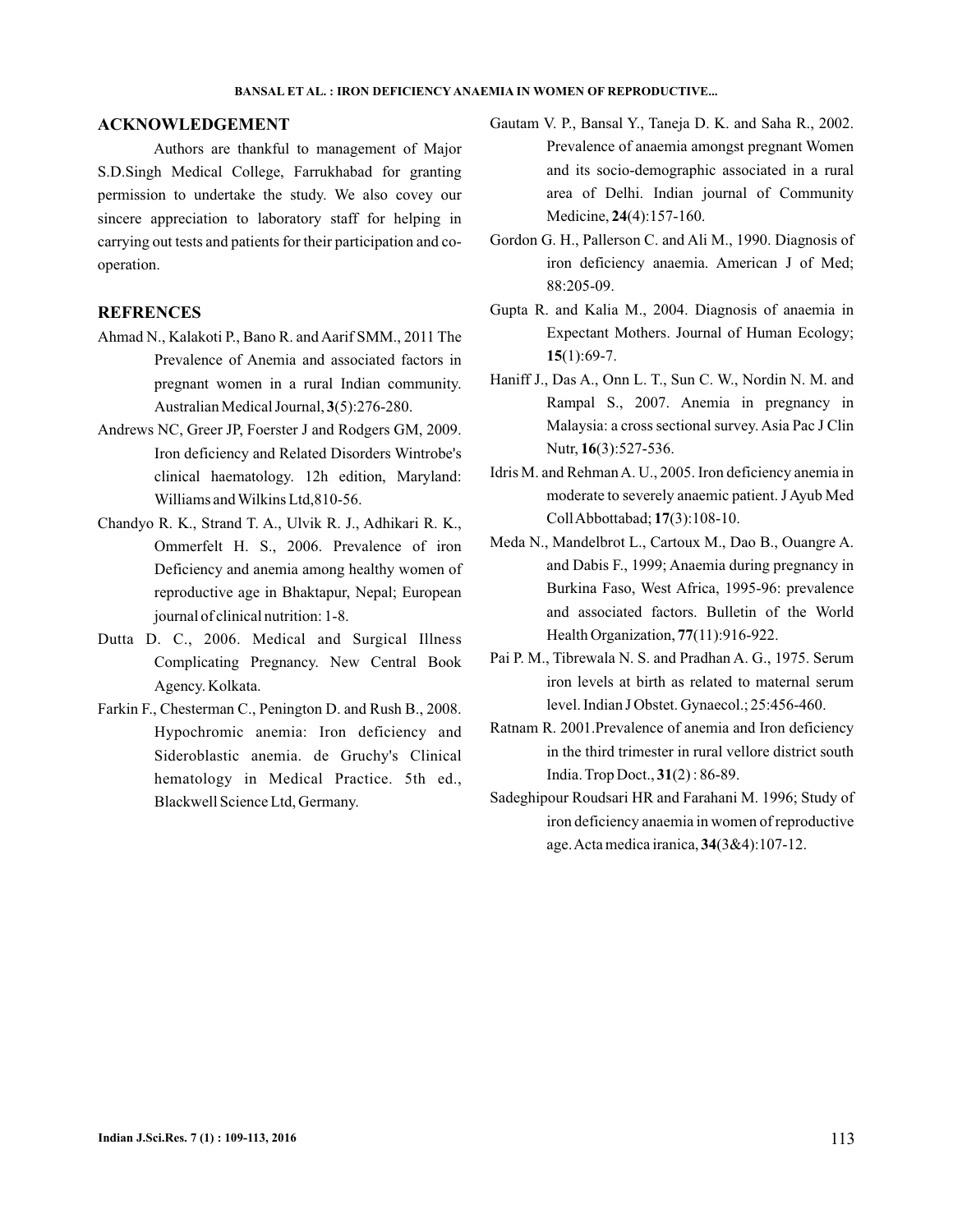## ACKNOWLEDGEMENT

Authors are thankful to management of Major S.D.Singh Medical College, Farrukhabad for granting permission to undertake the study. We also covey our sincere appreciation to laboratory staff for helping in carrying out tests and patients for their participation and co-operation.

## REFRENCES

Ahmad N., Kalakoti P., Bano R. and Aarif SMM., 2011 The Prevalence of Anemia and associated factors in pregnant women in a rural Indian community. Australian Medical Journal, **3**(5):276-280.

Andrews NC, Greer JP, Foerster J and Rodgers GM, 2009. Iron deficiency and Related Disorders Wintrobe's clinical haematology. 12h edition, Maryland: Williams and Wilkins Ltd,810-56.

Chandyo R. K., Strand T. A., Ulvik R. J., Adhikari R. K., Ommerfelt H. S., 2006. Prevalence of iron Deficiency and anemia among healthy women of reproductive age in Bhaktapur, Nepal; European journal of clinical nutrition: 1-8.

Dutta D. C., 2006. Medical and Surgical Illness Complicating Pregnancy. New Central Book Agency. Kolkata.

Farkin F., Chesterman C., Penington D. and Rush B., 2008. Hypochromic anemia: Iron deficiency and Sideroblastic anemia. de Gruchy's Clinical hematology in Medical Practice. 5th ed., Blackwell Science Ltd, Germany.

Gautam V. P., Bansal Y., Taneja D. K. and Saha R., 2002. Prevalence of anaemia amongst pregnant Women and its socio-demographic associated in a rural area of Delhi. Indian journal of Community Medicine, **24**(4):157-160.

Gordon G. H., Pallerson C. and Ali M., 1990. Diagnosis of iron deficiency anaemia. American J of Med; 88:205-09.

Gupta R. and Kalia M., 2004. Diagnosis of anaemia in Expectant Mothers. Journal of Human Ecology; **15**(1):69-7.

Haniff J., Das A., Onn L. T., Sun C. W., Nordin N. M. and Rampal S., 2007. Anemia in pregnancy in Malaysia: a cross sectional survey. Asia Pac J Clin Nutr, **16**(3):527-536.

Idris M. and Rehman A. U., 2005. Iron deficiency anemia in moderate to severely anaemic patient. J Ayub Med Coll Abbottabad; **17**(3):108-10.

Meda N., Mandelbrot L., Cartoux M., Dao B., Ouangre A. and Dabis F., 1999; Anaemia during pregnancy in Burkina Faso, West Africa, 1995-96: prevalence and associated factors. Bulletin of the World Health Organization, **77**(11):916-922.

Pai P. M., Tibrewala N. S. and Pradhan A. G., 1975. Serum iron levels at birth as related to maternal serum level. Indian J Obstet. Gynaecol.; 25:456-460.

Ratnam R. 2001.Prevalence of anemia and Iron deficiency in the third trimester in rural vellore district south India. Trop Doct., **31**(2) : 86-89.

Sadeghipour Roudsari HR and Farahani M. 1996; Study of iron deficiency anaemia in women of reproductive age. Acta medica iranica, **34**(3&4):107-12.